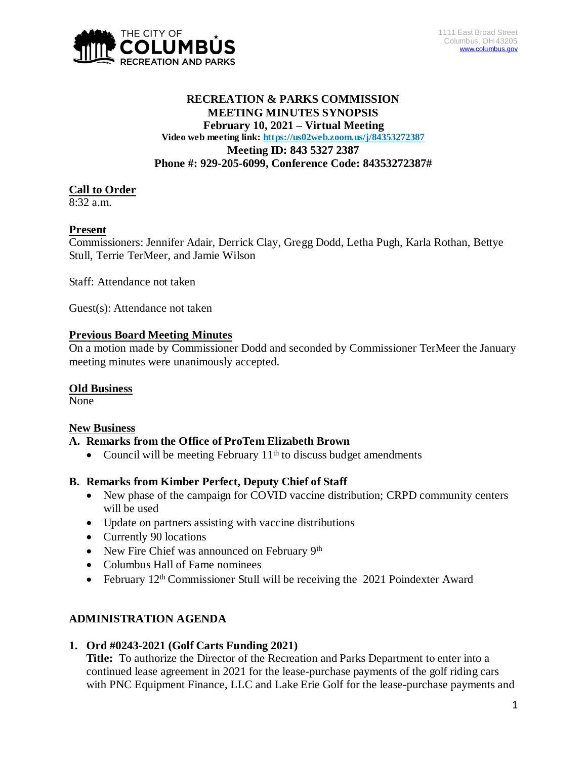THE CITY OF COLUMBUS RECREATION AND PARKS

1111 East Broad Street
Columbus, OH 43205
www.columbus.gov

# RECREATION & PARKS COMMISSION MEETING MINUTES SYNOPSIS

**February 10, 2021 – Virtual Meeting**

**Video web meeting link: https://us02web.zoom.us/j/84353272387**

**Meeting ID: 843 5327 2387**

**Phone #: 929-205-6099, Conference Code: 84353272387#**

## Call to Order

8:32 a.m.

## Present

Commissioners: Jennifer Adair, Derrick Clay, Gregg Dodd, Letha Pugh, Karla Rothan, Bettye Stull, Terrie TerMeer, and Jamie Wilson

Staff: Attendance not taken

Guest(s): Attendance not taken

## Previous Board Meeting Minutes

On a motion made by Commissioner Dodd and seconded by Commissioner TerMeer the January meeting minutes were unanimously accepted.

## Old Business

None

## New Business

### A. Remarks from the Office of ProTem Elizabeth Brown

- Council will be meeting February 11th to discuss budget amendments

### B. Remarks from Kimber Perfect, Deputy Chief of Staff

- New phase of the campaign for COVID vaccine distribution; CRPD community centers will be used
- Update on partners assisting with vaccine distributions
- Currently 90 locations
- New Fire Chief was announced on February 9th
- Columbus Hall of Fame nominees
- February 12th Commissioner Stull will be receiving the 2021 Poindexter Award

## ADMINISTRATION AGENDA

### 1. Ord #0243-2021 (Golf Carts Funding 2021)

**Title:** To authorize the Director of the Recreation and Parks Department to enter into a continued lease agreement in 2021 for the lease-purchase payments of the golf riding cars with PNC Equipment Finance, LLC and Lake Erie Golf for the lease-purchase payments and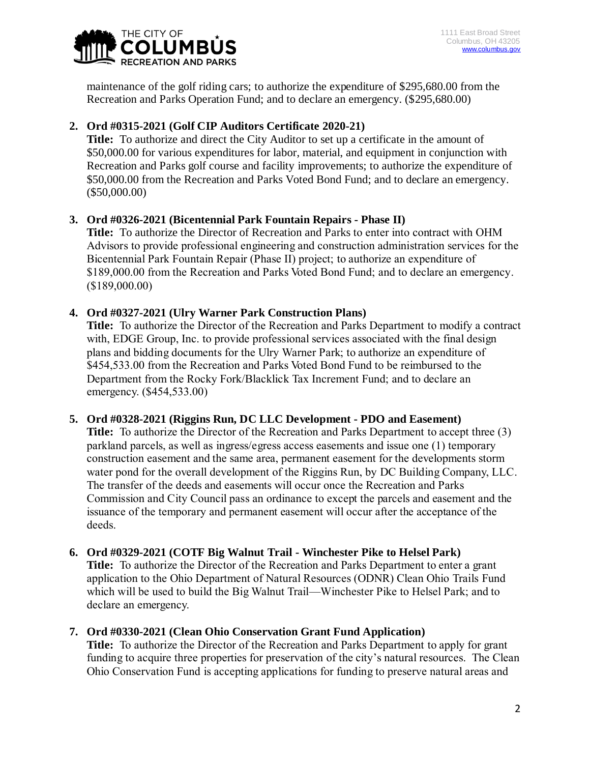maintenance of the golf riding cars; to authorize the expenditure of $295,680.00 from the Recreation and Parks Operation Fund; and to declare an emergency. ($295,680.00)

2. **Ord #0315-2021 (Golf CIP Auditors Certificate 2020-21)**
   **Title:** To authorize and direct the City Auditor to set up a certificate in the amount of $50,000.00 for various expenditures for labor, material, and equipment in conjunction with Recreation and Parks golf course and facility improvements; to authorize the expenditure of $50,000.00 from the Recreation and Parks Voted Bond Fund; and to declare an emergency. ($50,000.00)

3. **Ord #0326-2021 (Bicentennial Park Fountain Repairs - Phase II)**
   **Title:** To authorize the Director of Recreation and Parks to enter into contract with OHM Advisors to provide professional engineering and construction administration services for the Bicentennial Park Fountain Repair (Phase II) project; to authorize an expenditure of $189,000.00 from the Recreation and Parks Voted Bond Fund; and to declare an emergency. ($189,000.00)

4. **Ord #0327-2021 (Ulry Warner Park Construction Plans)**
   **Title:** To authorize the Director of the Recreation and Parks Department to modify a contract with, EDGE Group, Inc. to provide professional services associated with the final design plans and bidding documents for the Ulry Warner Park; to authorize an expenditure of $454,533.00 from the Recreation and Parks Voted Bond Fund to be reimbursed to the Department from the Rocky Fork/Blacklick Tax Increment Fund; and to declare an emergency. ($454,533.00)

5. **Ord #0328-2021 (Riggins Run, DC LLC Development - PDO and Easement)**
   **Title:** To authorize the Director of the Recreation and Parks Department to accept three (3) parkland parcels, as well as ingress/egress access easements and issue one (1) temporary construction easement and the same area, permanent easement for the developments storm water pond for the overall development of the Riggins Run, by DC Building Company, LLC. The transfer of the deeds and easements will occur once the Recreation and Parks Commission and City Council pass an ordinance to except the parcels and easement and the issuance of the temporary and permanent easement will occur after the acceptance of the deeds.

6. **Ord #0329-2021 (COTF Big Walnut Trail - Winchester Pike to Helsel Park)**
   **Title:** To authorize the Director of the Recreation and Parks Department to enter a grant application to the Ohio Department of Natural Resources (ODNR) Clean Ohio Trails Fund which will be used to build the Big Walnut Trail—Winchester Pike to Helsel Park; and to declare an emergency.

7. **Ord #0330-2021 (Clean Ohio Conservation Grant Fund Application)**
   **Title:** To authorize the Director of the Recreation and Parks Department to apply for grant funding to acquire three properties for preservation of the city's natural resources. The Clean Ohio Conservation Fund is accepting applications for funding to preserve natural areas and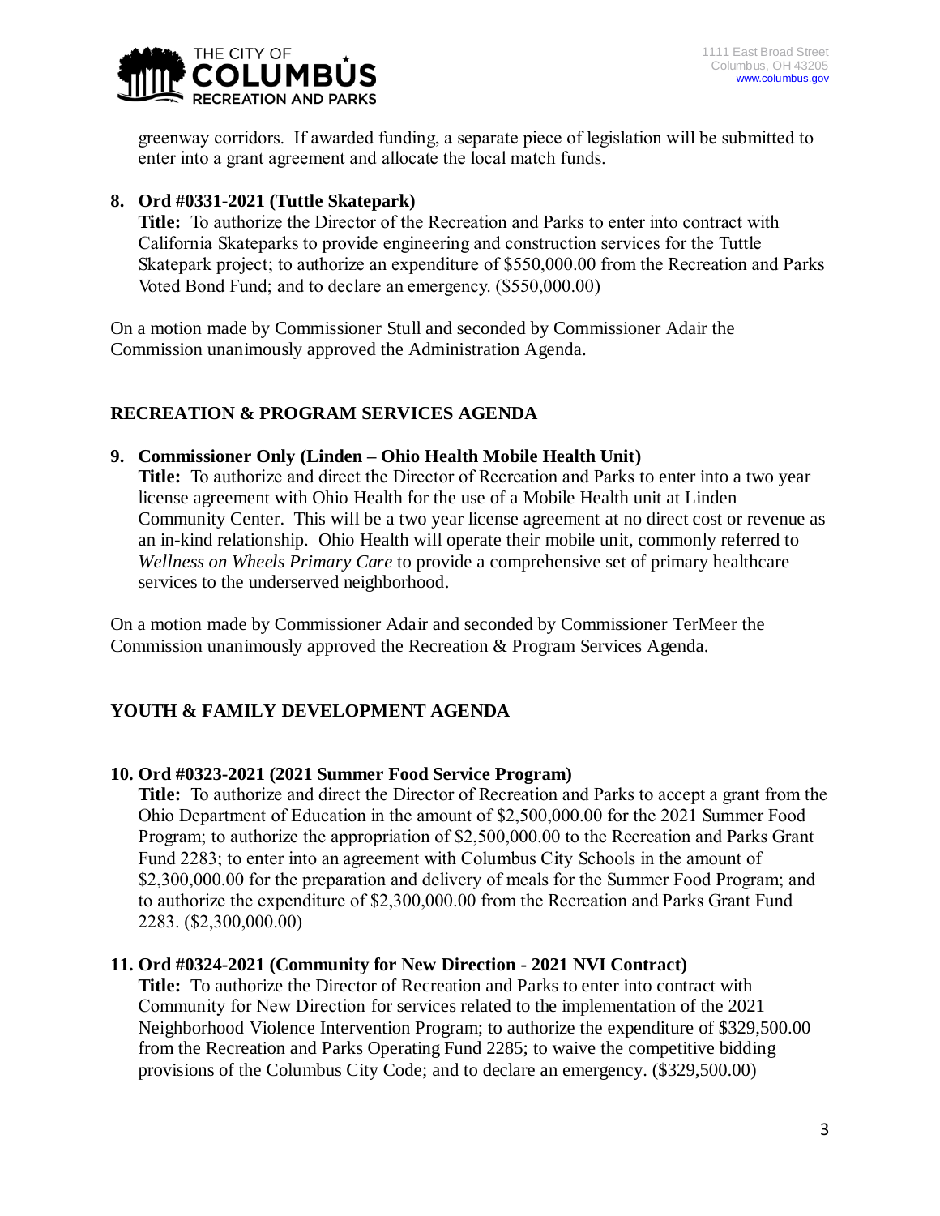greenway corridors. If awarded funding, a separate piece of legislation will be submitted to enter into a grant agreement and allocate the local match funds.

8. **Ord #0331-2021 (Tuttle Skatepark)**
   **Title:** To authorize the Director of the Recreation and Parks to enter into contract with California Skateparks to provide engineering and construction services for the Tuttle Skatepark project; to authorize an expenditure of $550,000.00 from the Recreation and Parks Voted Bond Fund; and to declare an emergency. ($550,000.00)

On a motion made by Commissioner Stull and seconded by Commissioner Adair the Commission unanimously approved the Administration Agenda.

## RECREATION & PROGRAM SERVICES AGENDA

9. **Commissioner Only (Linden – Ohio Health Mobile Health Unit)**
   **Title:** To authorize and direct the Director of Recreation and Parks to enter into a two year license agreement with Ohio Health for the use of a Mobile Health unit at Linden Community Center. This will be a two year license agreement at no direct cost or revenue as an in-kind relationship. Ohio Health will operate their mobile unit, commonly referred to *Wellness on Wheels Primary Care* to provide a comprehensive set of primary healthcare services to the underserved neighborhood.

On a motion made by Commissioner Adair and seconded by Commissioner TerMeer the Commission unanimously approved the Recreation & Program Services Agenda.

## YOUTH & FAMILY DEVELOPMENT AGENDA

10. **Ord #0323-2021 (2021 Summer Food Service Program)**
    **Title:** To authorize and direct the Director of Recreation and Parks to accept a grant from the Ohio Department of Education in the amount of $2,500,000.00 for the 2021 Summer Food Program; to authorize the appropriation of $2,500,000.00 to the Recreation and Parks Grant Fund 2283; to enter into an agreement with Columbus City Schools in the amount of $2,300,000.00 for the preparation and delivery of meals for the Summer Food Program; and to authorize the expenditure of $2,300,000.00 from the Recreation and Parks Grant Fund 2283. ($2,300,000.00)

11. **Ord #0324-2021 (Community for New Direction - 2021 NVI Contract)**
    **Title:** To authorize the Director of Recreation and Parks to enter into contract with Community for New Direction for services related to the implementation of the 2021 Neighborhood Violence Intervention Program; to authorize the expenditure of $329,500.00 from the Recreation and Parks Operating Fund 2285; to waive the competitive bidding provisions of the Columbus City Code; and to declare an emergency. ($329,500.00)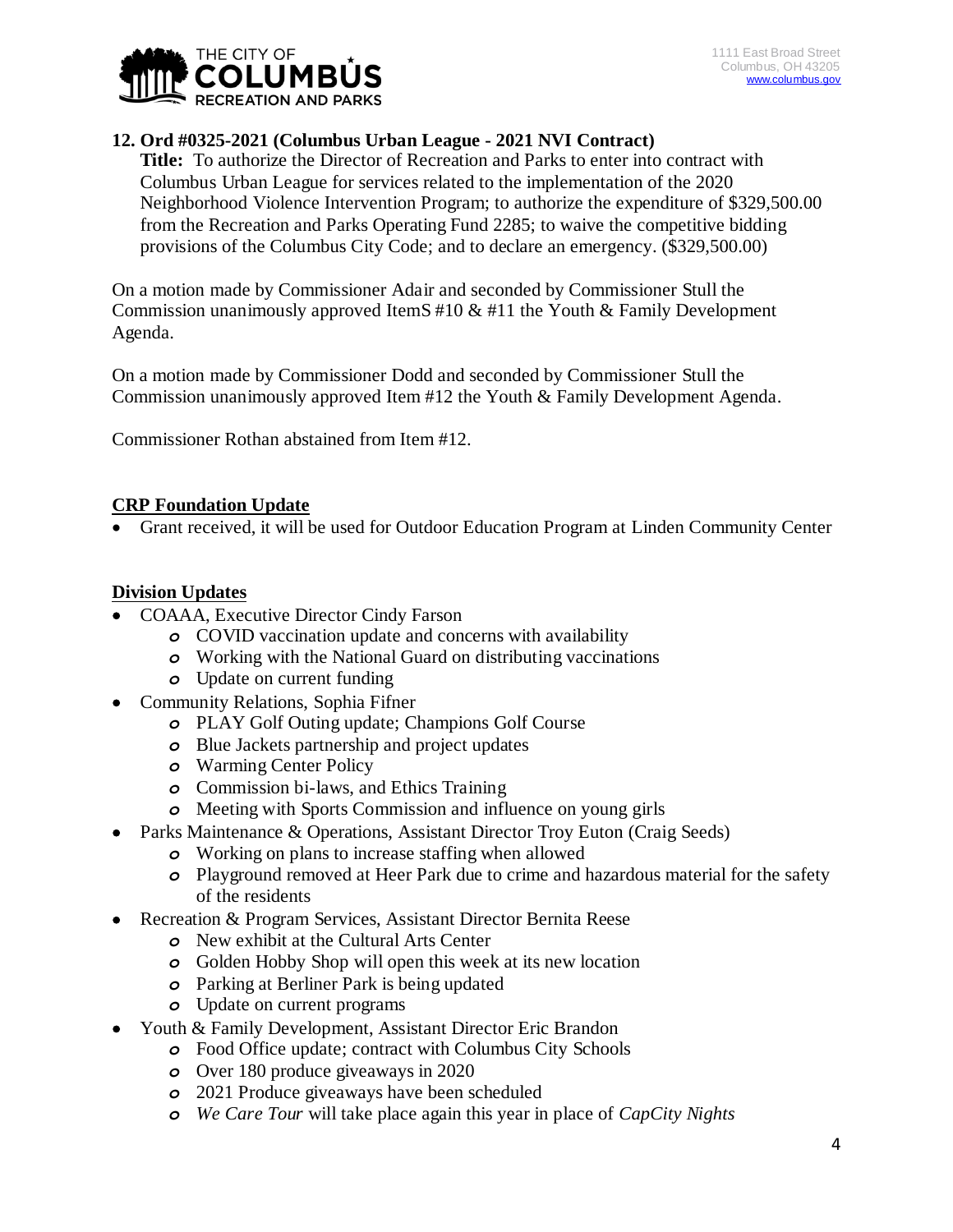**12. Ord #0325-2021 (Columbus Urban League - 2021 NVI Contract)**

**Title:** To authorize the Director of Recreation and Parks to enter into contract with Columbus Urban League for services related to the implementation of the 2020 Neighborhood Violence Intervention Program; to authorize the expenditure of $329,500.00 from the Recreation and Parks Operating Fund 2285; to waive the competitive bidding provisions of the Columbus City Code; and to declare an emergency. ($329,500.00)

On a motion made by Commissioner Adair and seconded by Commissioner Stull the Commission unanimously approved ItemS #10 & #11 the Youth & Family Development Agenda.

On a motion made by Commissioner Dodd and seconded by Commissioner Stull the Commission unanimously approved Item #12 the Youth & Family Development Agenda.

Commissioner Rothan abstained from Item #12.

**CRP Foundation Update**

- Grant received, it will be used for Outdoor Education Program at Linden Community Center

**Division Updates**

- COAAA, Executive Director Cindy Farson
  - COVID vaccination update and concerns with availability
  - Working with the National Guard on distributing vaccinations
  - Update on current funding
- Community Relations, Sophia Fifner
  - PLAY Golf Outing update; Champions Golf Course
  - Blue Jackets partnership and project updates
  - Warming Center Policy
  - Commission bi-laws, and Ethics Training
  - Meeting with Sports Commission and influence on young girls
- Parks Maintenance & Operations, Assistant Director Troy Euton (Craig Seeds)
  - Working on plans to increase staffing when allowed
  - Playground removed at Heer Park due to crime and hazardous material for the safety of the residents
- Recreation & Program Services, Assistant Director Bernita Reese
  - New exhibit at the Cultural Arts Center
  - Golden Hobby Shop will open this week at its new location
  - Parking at Berliner Park is being updated
  - Update on current programs
- Youth & Family Development, Assistant Director Eric Brandon
  - Food Office update; contract with Columbus City Schools
  - Over 180 produce giveaways in 2020
  - 2021 Produce giveaways have been scheduled
  - *We Care Tour* will take place again this year in place of *CapCity Nights*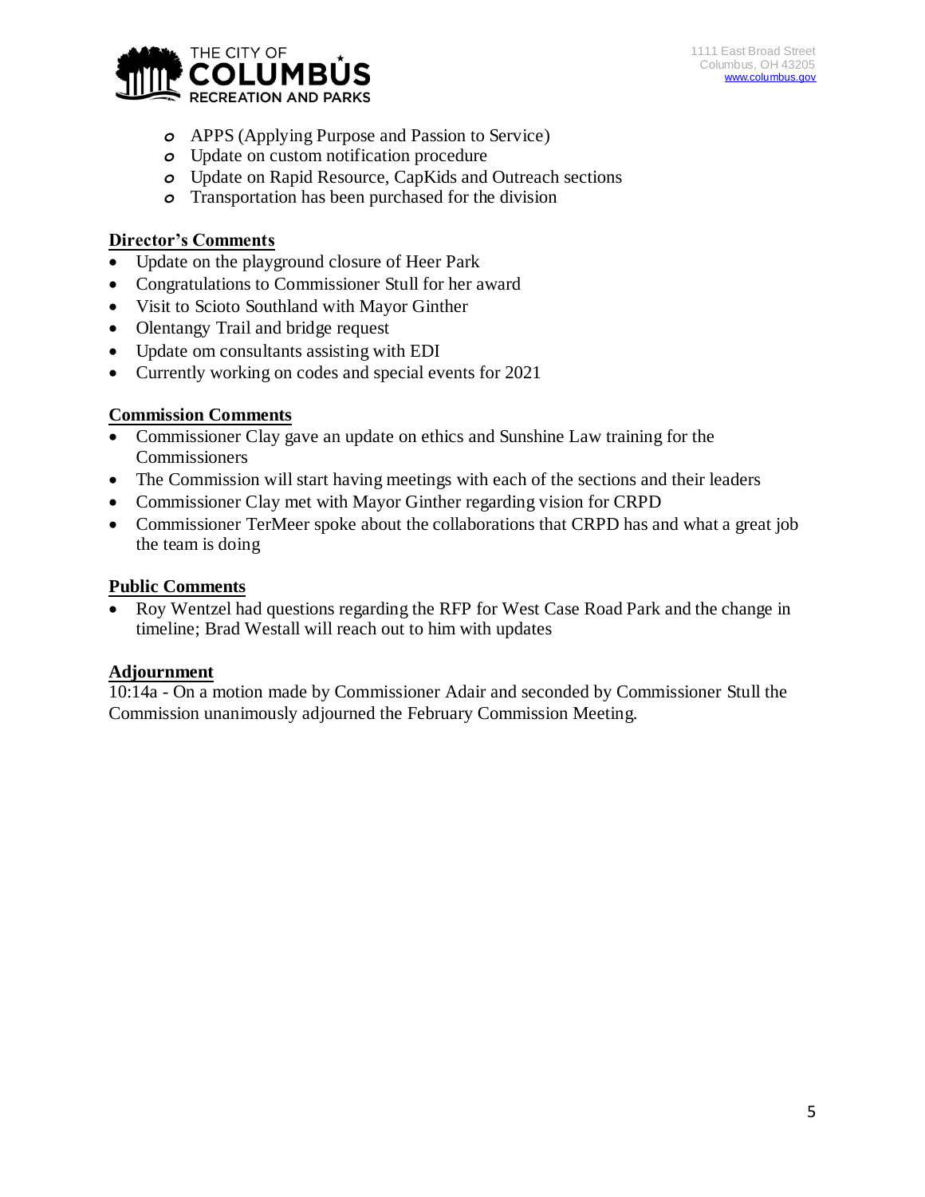- APPS (Applying Purpose and Passion to Service)
  - Update on custom notification procedure
  - Update on Rapid Resource, CapKids and Outreach sections
  - Transportation has been purchased for the division

**Director's Comments**

- Update on the playground closure of Heer Park
- Congratulations to Commissioner Stull for her award
- Visit to Scioto Southland with Mayor Ginther
- Olentangy Trail and bridge request
- Update om consultants assisting with EDI
- Currently working on codes and special events for 2021

**Commission Comments**

- Commissioner Clay gave an update on ethics and Sunshine Law training for the Commissioners
- The Commission will start having meetings with each of the sections and their leaders
- Commissioner Clay met with Mayor Ginther regarding vision for CRPD
- Commissioner TerMeer spoke about the collaborations that CRPD has and what a great job the team is doing

**Public Comments**

- Roy Wentzel had questions regarding the RFP for West Case Road Park and the change in timeline; Brad Westall will reach out to him with updates

**Adjournment**

10:14a - On a motion made by Commissioner Adair and seconded by Commissioner Stull the Commission unanimously adjourned the February Commission Meeting.